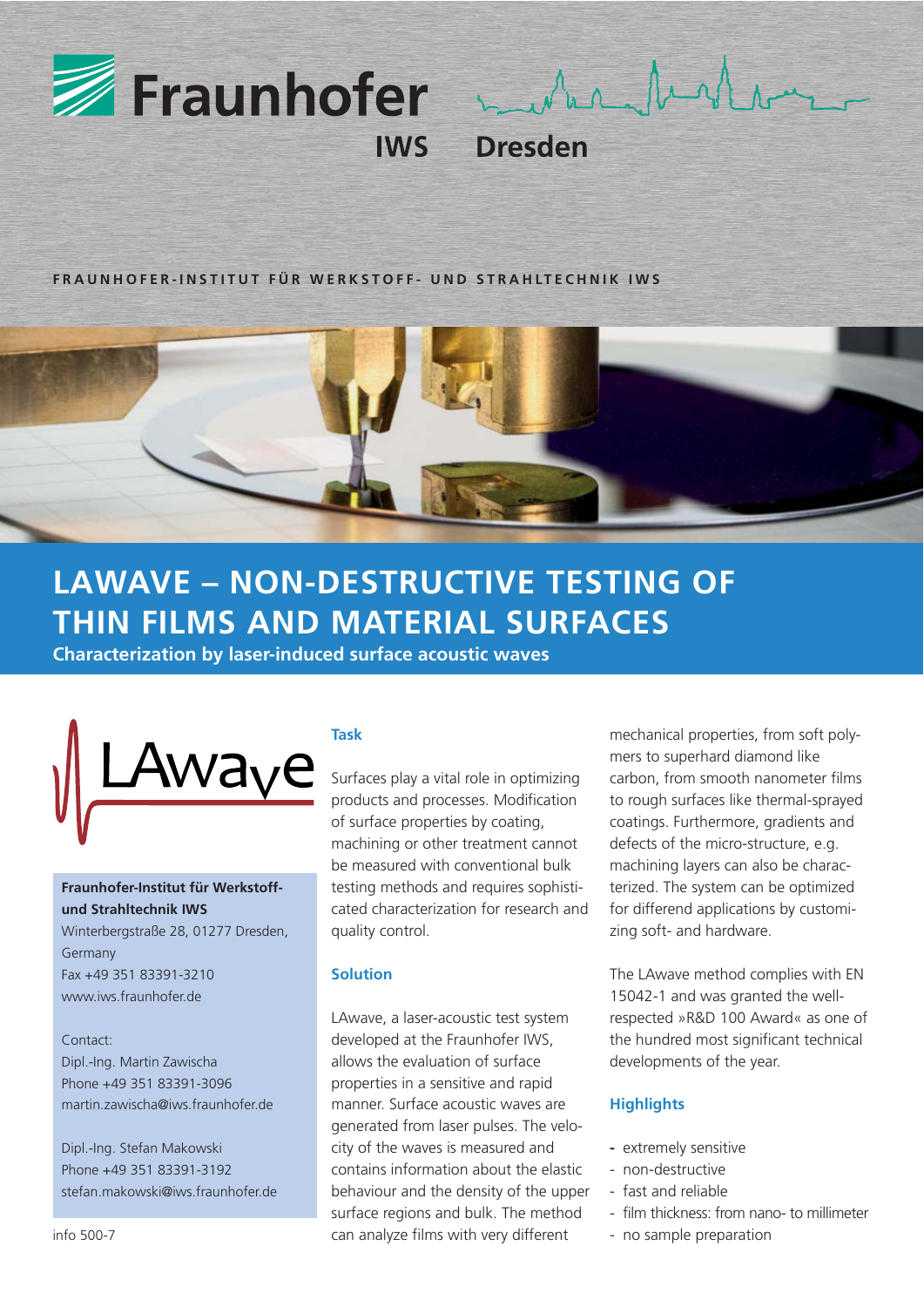Fraunhofer IWS Dresden

FRAUNHOFER-INSTITUT FÜR WERKSTOFF- UND STRAHLTECHNIK IWS

# LAWAVE – NON-DESTRUCTIVE TESTING OF THIN FILMS AND MATERIAL SURFACES

**Characterization by laser-induced surface acoustic waves**

LAwave

**Fraunhofer-Institut für Werkstoff- und Strahltechnik IWS**
Winterbergstraße 28, 01277 Dresden, Germany
Fax +49 351 83391-3210
www.iws.fraunhofer.de

Contact:
Dipl.-Ing. Martin Zawischa
Phone +49 351 83391-3096
martin.zawischa@iws.fraunhofer.de

Dipl.-Ing. Stefan Makowski
Phone +49 351 83391-3192
stefan.makowski@iws.fraunhofer.de

info 500-7

## Task

Surfaces play a vital role in optimizing products and processes. Modification of surface properties by coating, machining or other treatment cannot be measured with conventional bulk testing methods and requires sophisticated characterization for research and quality control.

## Solution

LAwave, a laser-acoustic test system developed at the Fraunhofer IWS, allows the evaluation of surface properties in a sensitive and rapid manner. Surface acoustic waves are generated from laser pulses. The velocity of the waves is measured and contains information about the elastic behaviour and the density of the upper surface regions and bulk. The method can analyze films with very different mechanical properties, from soft polymers to superhard diamond like carbon, from smooth nanometer films to rough surfaces like thermal-sprayed coatings. Furthermore, gradients and defects of the micro-structure, e.g. machining layers can also be characterized. The system can be optimized for differend applications by customizing soft- and hardware.

The LAwave method complies with EN 15042-1 and was granted the well-respected »R&D 100 Award« as one of the hundred most significant technical developments of the year.

## Highlights

- extremely sensitive
- non-destructive
- fast and reliable
- film thickness: from nano- to millimeter
- no sample preparation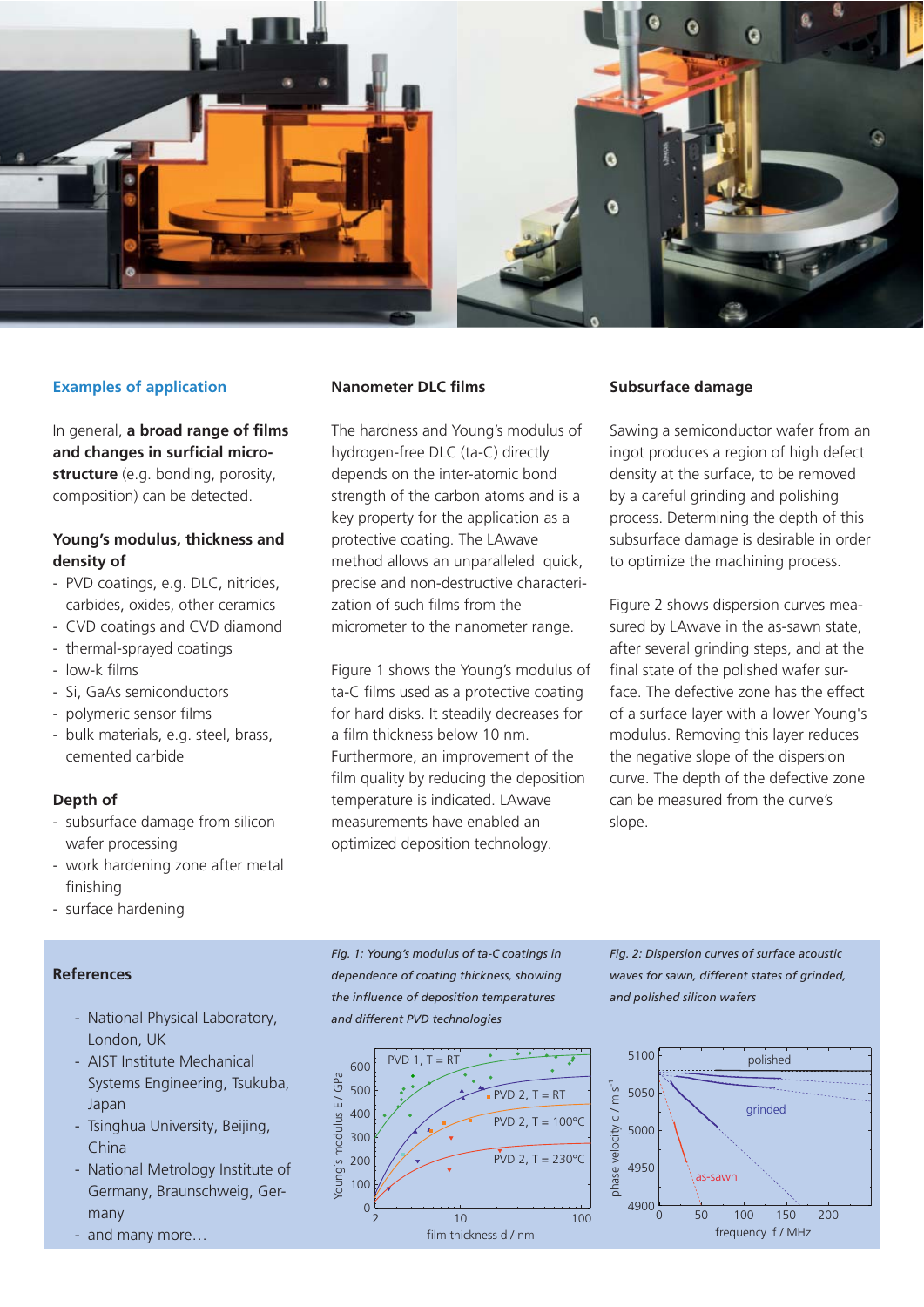## Examples of application

In general, **a broad range of films and changes in surficial micro-structure** (e.g. bonding, porosity, composition) can be detected.

### Young's modulus, thickness and density of

- PVD coatings, e.g. DLC, nitrides, carbides, oxides, other ceramics
- CVD coatings and CVD diamond
- thermal-sprayed coatings
- low-k films
- Si, GaAs semiconductors
- polymeric sensor films
- bulk materials, e.g. steel, brass, cemented carbide

### Depth of

- subsurface damage from silicon wafer processing
- work hardening zone after metal finishing
- surface hardening

### Nanometer DLC films

The hardness and Young's modulus of hydrogen-free DLC (ta-C) directly depends on the inter-atomic bond strength of the carbon atoms and is a key property for the application as a protective coating. The LAwave method allows an unparalleled quick, precise and non-destructive characterization of such films from the micrometer to the nanometer range.

Figure 1 shows the Young's modulus of ta-C films used as a protective coating for hard disks. It steadily decreases for a film thickness below 10 nm. Furthermore, an improvement of the film quality by reducing the deposition temperature is indicated. LAwave measurements have enabled an optimized deposition technology.

### Subsurface damage

Sawing a semiconductor wafer from an ingot produces a region of high defect density at the surface, to be removed by a careful grinding and polishing process. Determining the depth of this subsurface damage is desirable in order to optimize the machining process.

Figure 2 shows dispersion curves measured by LAwave in the as-sawn state, after several grinding steps, and at the final state of the polished wafer surface. The defective zone has the effect of a surface layer with a lower Young's modulus. Removing this layer reduces the negative slope of the dispersion curve. The depth of the defective zone can be measured from the curve's slope.

### References

- National Physical Laboratory, London, UK
- AIST Institute Mechanical Systems Engineering, Tsukuba, Japan
- Tsinghua University, Beijing, China
- National Metrology Institute of Germany, Braunschweig, Germany
- and many more…

*Fig. 1: Young's modulus of ta-C coatings in dependence of coating thickness, showing the influence of deposition temperatures and different PVD technologies*

PVD 1, T = RT
PVD 2, T = RT
PVD 2, T = 100°C
PVD 2, T = 230°C
Young's modulus E / GPa
0
100
200
300
400
500
600
2
10
100
film thickness d / nm

*Fig. 2: Dispersion curves of surface acoustic waves for sawn, different states of grinded, and polished silicon wafers*

polished
grinded
as-sawn
phase velocity c / m s$^{-1}$
4900
4950
5000
5050
5100
0
50
100
150
200
frequency f / MHz